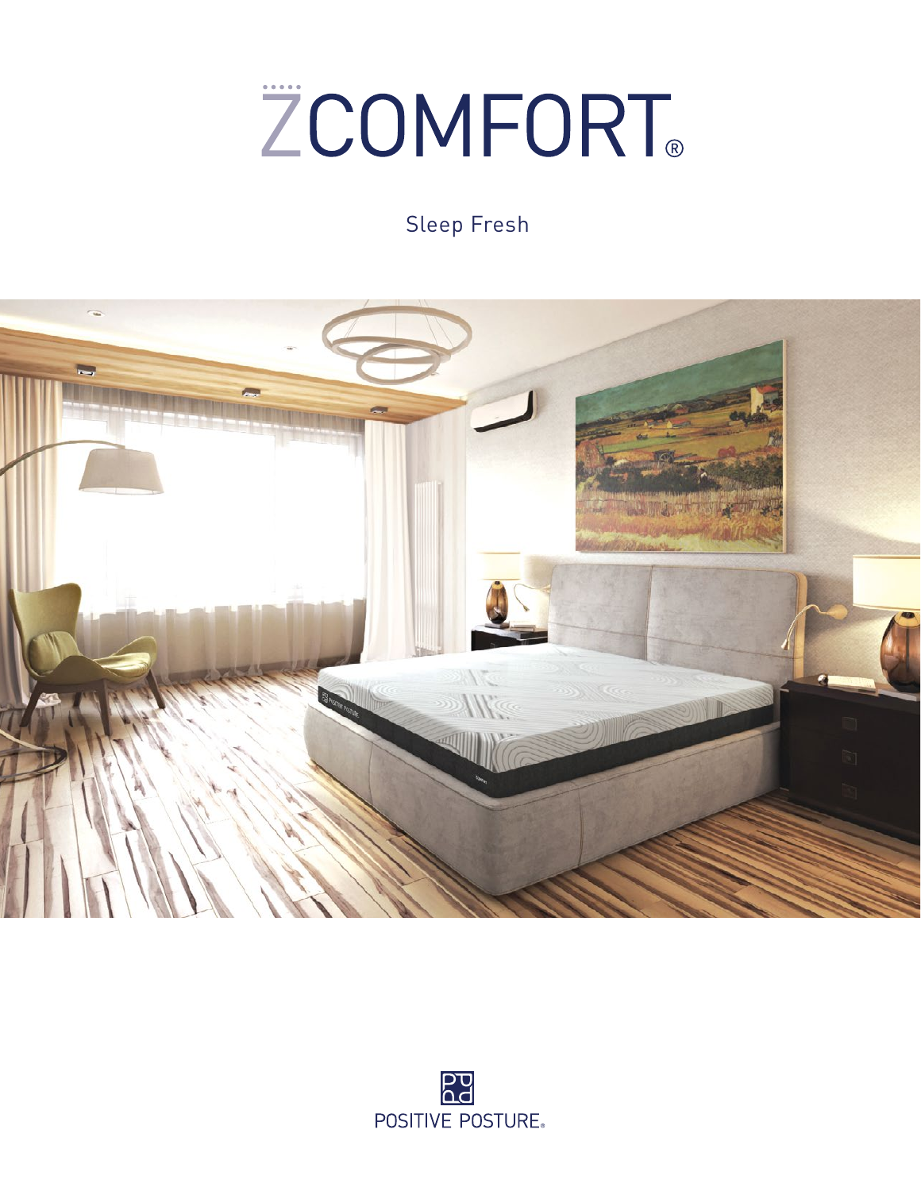# ZCOMFORT®

Sleep Fresh

POSITIVE POSTURE®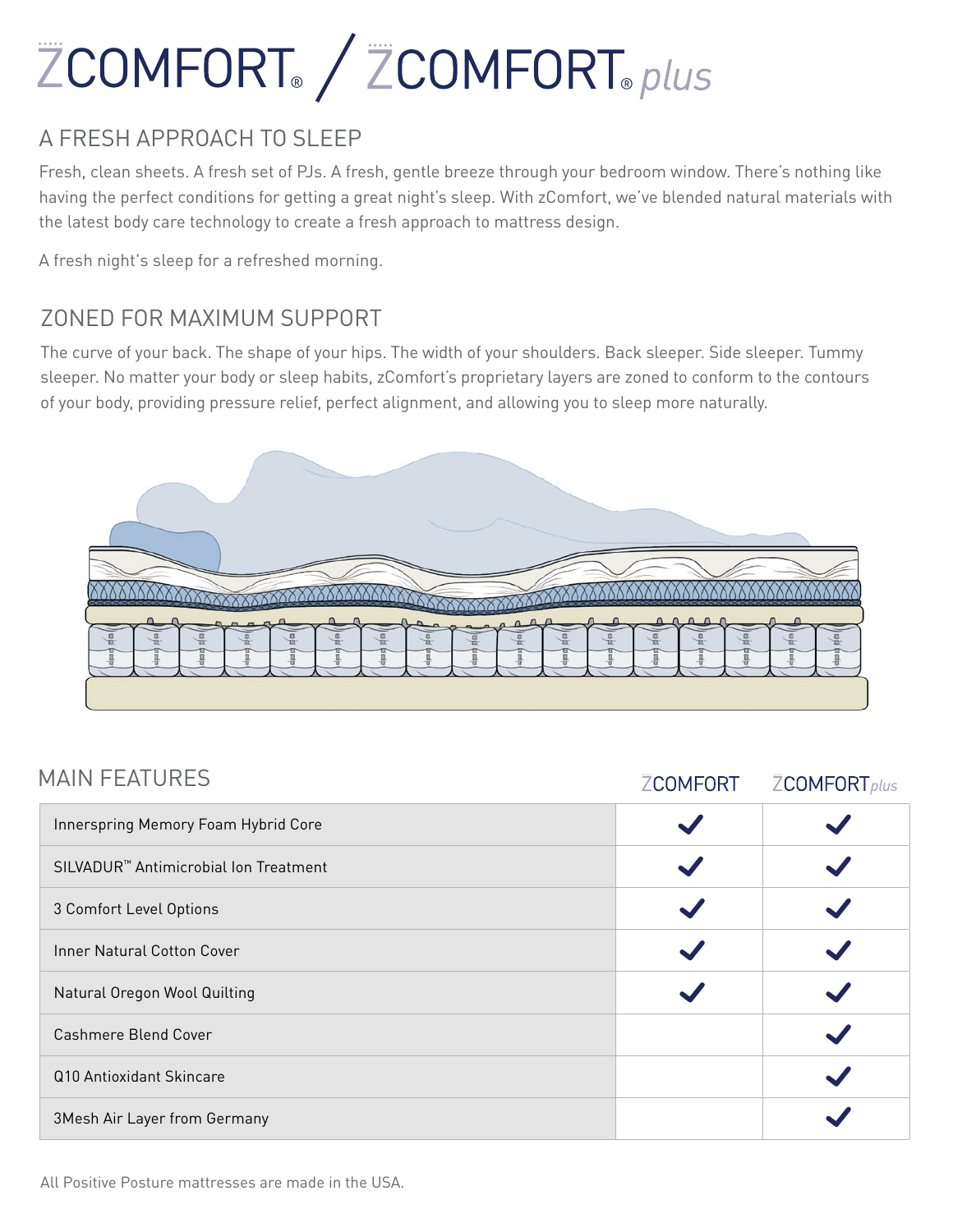# ZCOMFORT® / ZCOMFORT® *plus*

## A FRESH APPROACH TO SLEEP

Fresh, clean sheets. A fresh set of PJs. A fresh, gentle breeze through your bedroom window. There's nothing like having the perfect conditions for getting a great night's sleep. With zComfort, we've blended natural materials with the latest body care technology to create a fresh approach to mattress design.

A fresh night's sleep for a refreshed morning.

## ZONED FOR MAXIMUM SUPPORT

The curve of your back. The shape of your hips. The width of your shoulders. Back sleeper. Side sleeper. Tummy sleeper. No matter your body or sleep habits, zComfort's proprietary layers are zoned to conform to the contours of your body, providing pressure relief, perfect alignment, and allowing you to sleep more naturally.

## MAIN FEATURES

| | ZCOMFORT | ZCOMFORT *plus* |
|---|---|---|
| Innerspring Memory Foam Hybrid Core | ✓ | ✓ |
| SILVADUR™ Antimicrobial Ion Treatment | ✓ | ✓ |
| 3 Comfort Level Options | ✓ | ✓ |
| Inner Natural Cotton Cover | ✓ | ✓ |
| Natural Oregon Wool Quilting | ✓ | ✓ |
| Cashmere Blend Cover | | ✓ |
| Q10 Antioxidant Skincare | | ✓ |
| 3Mesh Air Layer from Germany | | ✓ |

All Positive Posture mattresses are made in the USA.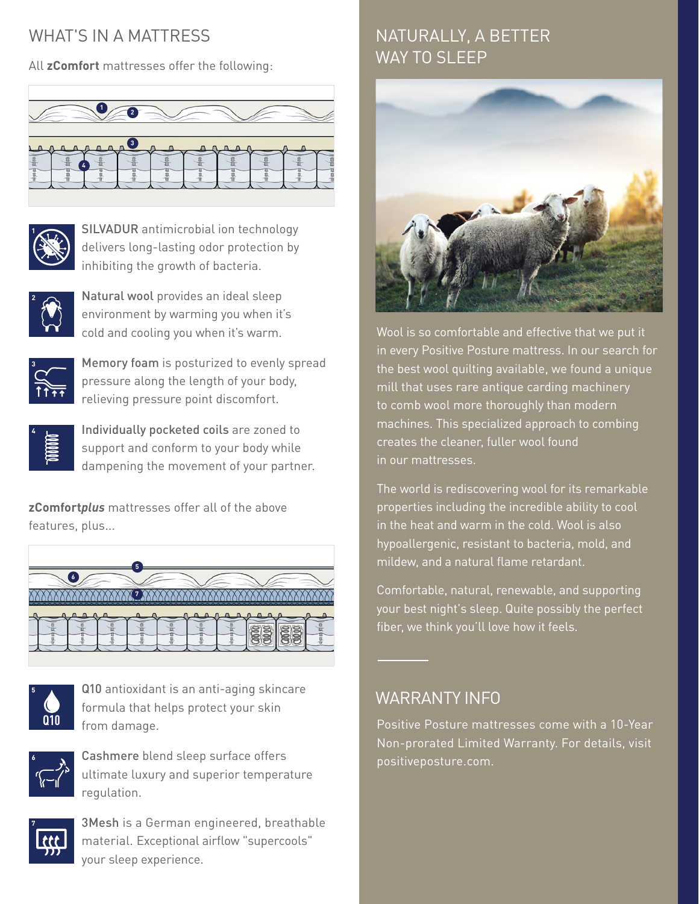## WHAT'S IN A MATTRESS

All **zComfort** mattresses offer the following:

1. SILVADUR antimicrobial ion technology delivers long-lasting odor protection by inhibiting the growth of bacteria.
2. Natural wool provides an ideal sleep environment by warming you when it's cold and cooling you when it's warm.
3. Memory foam is posturized to evenly spread pressure along the length of your body, relieving pressure point discomfort.
4. Individually pocketed coils are zoned to support and conform to your body while dampening the movement of your partner.

**zComfort*plus*** mattresses offer all of the above features, plus...

5. Q10 antioxidant is an anti-aging skincare formula that helps protect your skin from damage.
6. Cashmere blend sleep surface offers ultimate luxury and superior temperature regulation.
7. 3Mesh is a German engineered, breathable material. Exceptional airflow "supercools" your sleep experience.

## NATURALLY, A BETTER WAY TO SLEEP

Wool is so comfortable and effective that we put it in every Positive Posture mattress. In our search for the best wool quilting available, we found a unique mill that uses rare antique carding machinery to comb wool more thoroughly than modern machines. This specialized approach to combing creates the cleaner, fuller wool found in our mattresses.

The world is rediscovering wool for its remarkable properties including the incredible ability to cool in the heat and warm in the cold. Wool is also hypoallergenic, resistant to bacteria, mold, and mildew, and a natural flame retardant.

Comfortable, natural, renewable, and supporting your best night's sleep. Quite possibly the perfect fiber, we think you'll love how it feels.

## WARRANTY INFO

Positive Posture mattresses come with a 10-Year Non-prorated Limited Warranty. For details, visit positiveposture.com.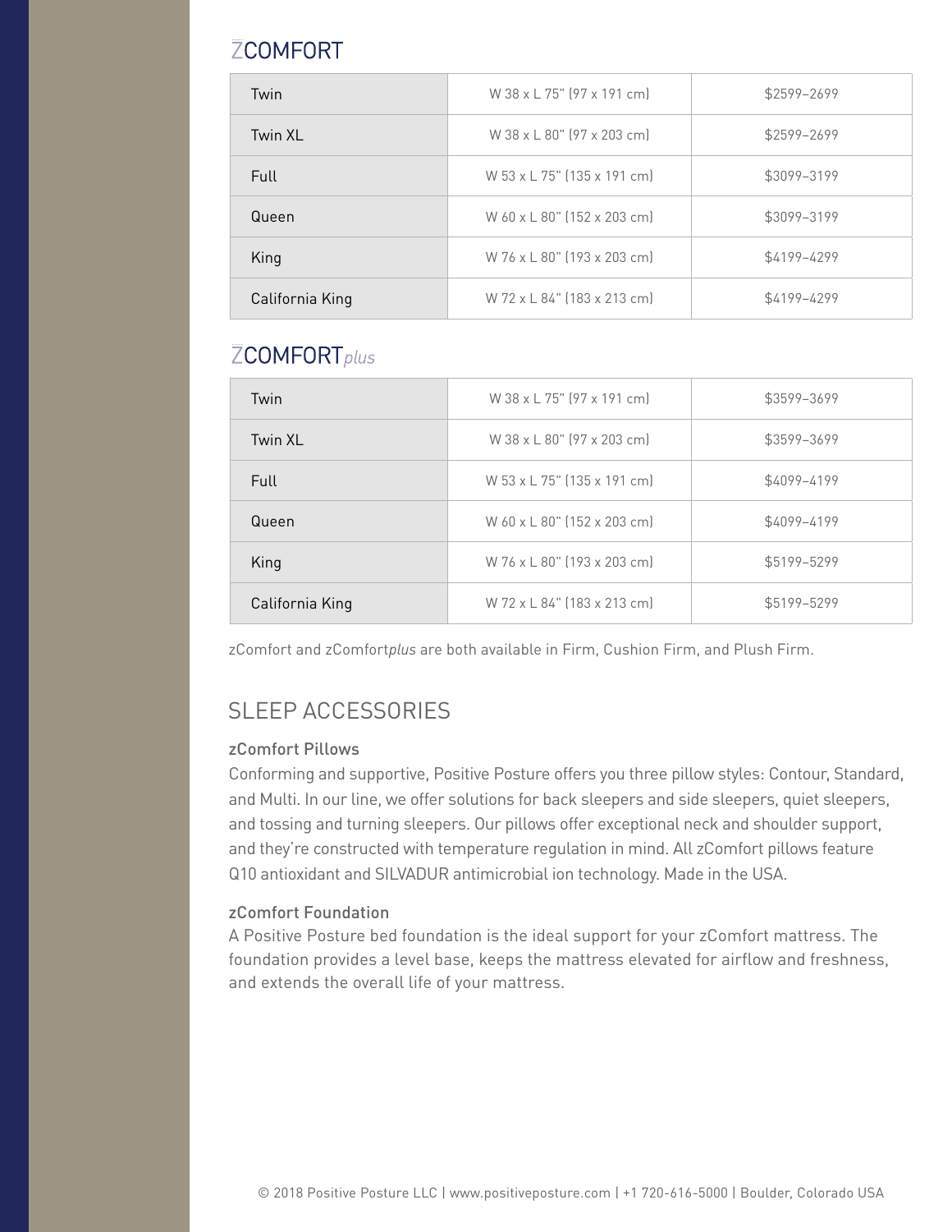## ZCOMFORT

| | | |
|---|---|---|
| Twin | W 38 x L 75" (97 x 191 cm) | $2599–2699 |
| Twin XL | W 38 x L 80" (97 x 203 cm) | $2599–2699 |
| Full | W 53 x L 75" (135 x 191 cm) | $3099–3199 |
| Queen | W 60 x L 80" (152 x 203 cm) | $3099–3199 |
| King | W 76 x L 80" (193 x 203 cm) | $4199–4299 |
| California King | W 72 x L 84" (183 x 213 cm) | $4199–4299 |

## ZCOMFORT*plus*

| | | |
|---|---|---|
| Twin | W 38 x L 75" (97 x 191 cm) | $3599–3699 |
| Twin XL | W 38 x L 80" (97 x 203 cm) | $3599–3699 |
| Full | W 53 x L 75" (135 x 191 cm) | $4099–4199 |
| Queen | W 60 x L 80" (152 x 203 cm) | $4099–4199 |
| King | W 76 x L 80" (193 x 203 cm) | $5199–5299 |
| California King | W 72 x L 84" (183 x 213 cm) | $5199–5299 |

zComfort and zComfort*plus* are both available in Firm, Cushion Firm, and Plush Firm.

## SLEEP ACCESSORIES

### zComfort Pillows

Conforming and supportive, Positive Posture offers you three pillow styles: Contour, Standard, and Multi. In our line, we offer solutions for back sleepers and side sleepers, quiet sleepers, and tossing and turning sleepers. Our pillows offer exceptional neck and shoulder support, and they're constructed with temperature regulation in mind. All zComfort pillows feature Q10 antioxidant and SILVADUR antimicrobial ion technology. Made in the USA.

### zComfort Foundation

A Positive Posture bed foundation is the ideal support for your zComfort mattress. The foundation provides a level base, keeps the mattress elevated for airflow and freshness, and extends the overall life of your mattress.

© 2018 Positive Posture LLC | www.positiveposture.com | +1 720-616-5000 | Boulder, Colorado USA